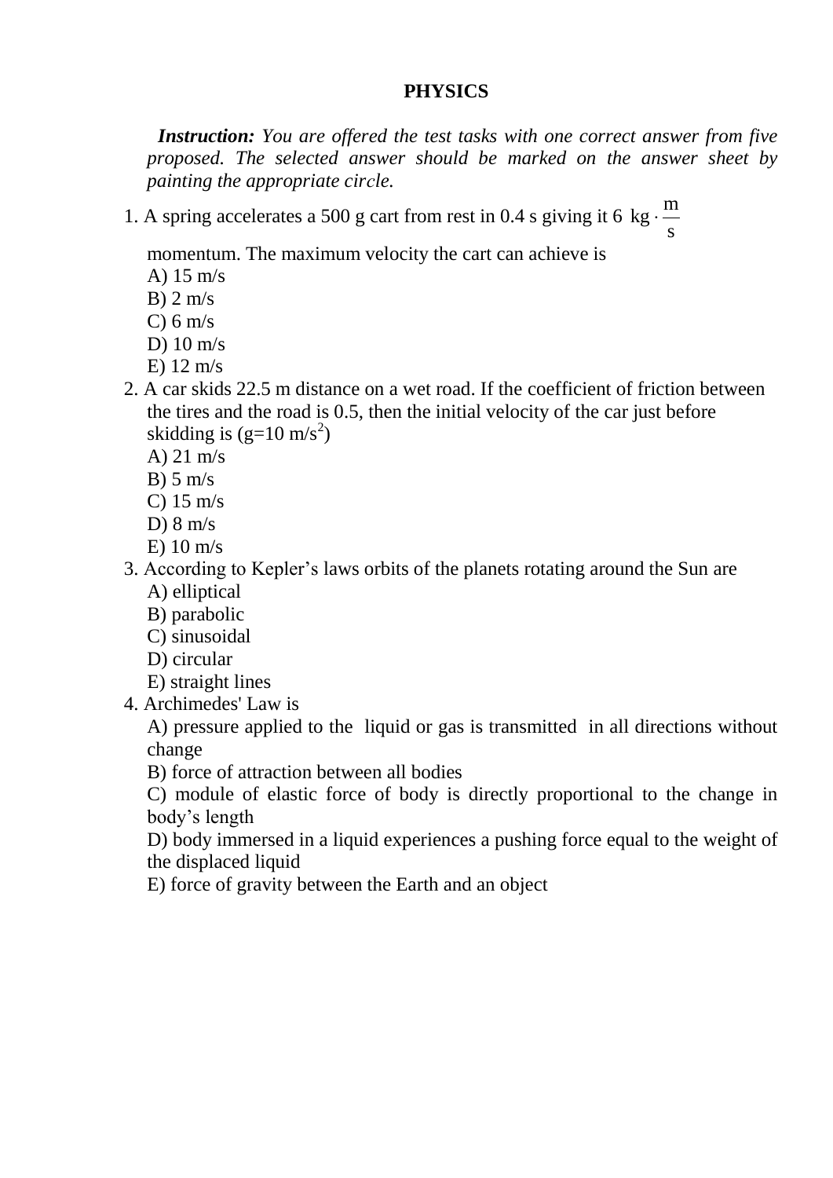**PHYSICS**

***Instruction:*** *You are offered the test tasks with one correct answer from five proposed. The selected answer should be marked on the answer sheet by painting the appropriate circle.*

1. A spring accelerates a 500 g cart from rest in 0.4 s giving it 6 $\text{kg}\cdot\frac{\text{m}}{\text{s}}$ momentum. The maximum velocity the cart can achieve is
   A) 15 m/s
   B) 2 m/s
   C) 6 m/s
   D) 10 m/s
   E) 12 m/s
2. A car skids 22.5 m distance on a wet road. If the coefficient of friction between the tires and the road is 0.5, then the initial velocity of the car just before skidding is ($g$=10 m/s$^2$)
   A) 21 m/s
   B) 5 m/s
   C) 15 m/s
   D) 8 m/s
   E) 10 m/s
3. According to Kepler's laws orbits of the planets rotating around the Sun are
   A) elliptical
   B) parabolic
   C) sinusoidal
   D) circular
   E) straight lines
4. Archimedes' Law is
   A) pressure applied to the liquid or gas is transmitted in all directions without change
   B) force of attraction between all bodies
   C) module of elastic force of body is directly proportional to the change in body's length
   D) body immersed in a liquid experiences a pushing force equal to the weight of the displaced liquid
   E) force of gravity between the Earth and an object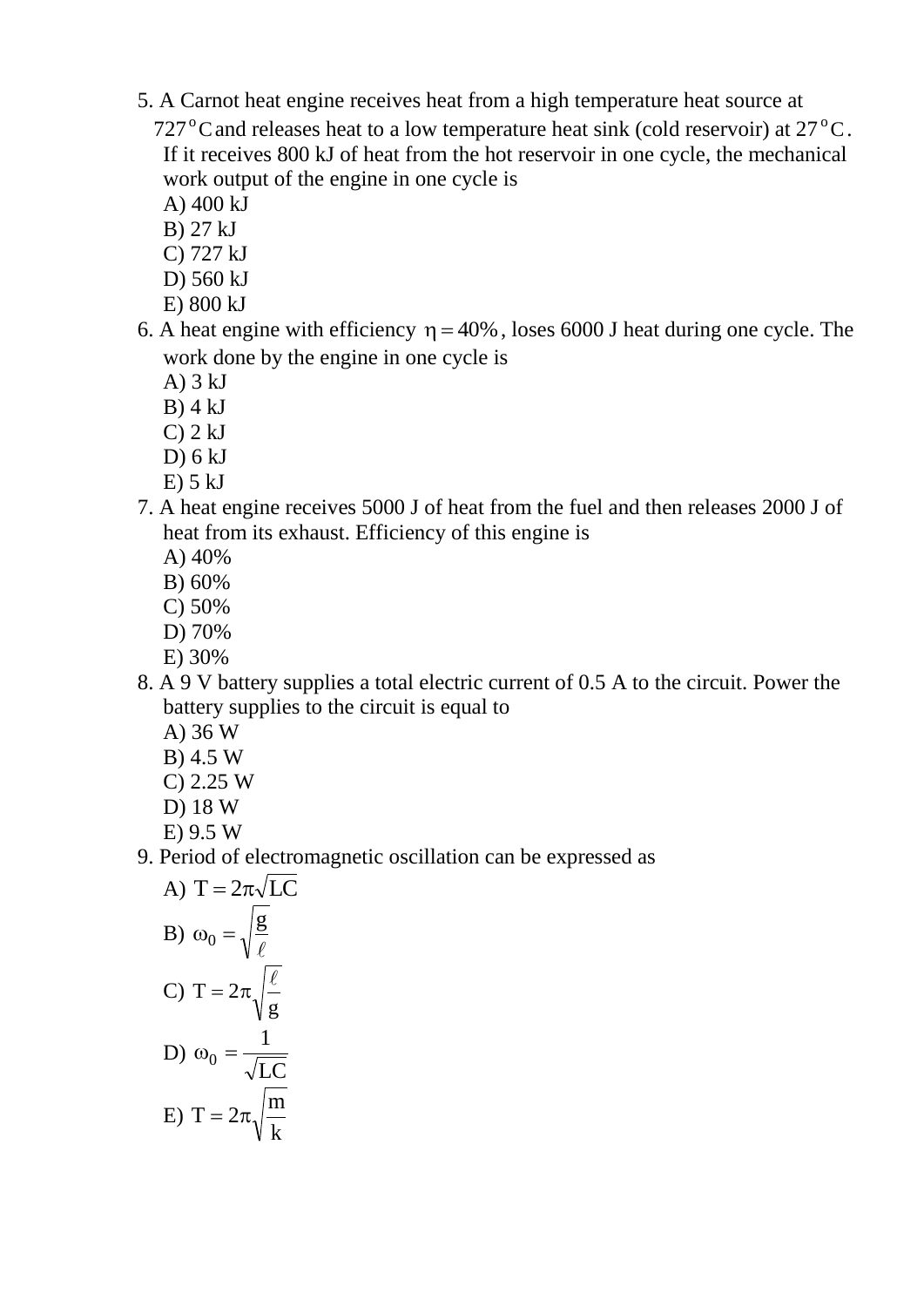5. A Carnot heat engine receives heat from a high temperature heat source at $727\,^{o}C$ and releases heat to a low temperature heat sink (cold reservoir) at $27\,^{o}C$. If it receives 800 kJ of heat from the hot reservoir in one cycle, the mechanical work output of the engine in one cycle is
   A) 400 kJ
   B) 27 kJ
   C) 727 kJ
   D) 560 kJ
   E) 800 kJ
6. A heat engine with efficiency $\eta = 40\%$, loses 6000 J heat during one cycle. The work done by the engine in one cycle is
   A) 3 kJ
   B) 4 kJ
   C) 2 kJ
   D) 6 kJ
   E) 5 kJ
7. A heat engine receives 5000 J of heat from the fuel and then releases 2000 J of heat from its exhaust. Efficiency of this engine is
   A) 40%
   B) 60%
   C) 50%
   D) 70%
   E) 30%
8. A 9 V battery supplies a total electric current of 0.5 A to the circuit. Power the battery supplies to the circuit is equal to
   A) 36 W
   B) 4.5 W
   C) 2.25 W
   D) 18 W
   E) 9.5 W
9. Period of electromagnetic oscillation can be expressed as
   A) $T = 2\pi\sqrt{LC}$
   B) $\omega_0 = \sqrt{\dfrac{g}{\ell}}$
   C) $T = 2\pi\sqrt{\dfrac{\ell}{g}}$
   D) $\omega_0 = \dfrac{1}{\sqrt{LC}}$
   E) $T = 2\pi\sqrt{\dfrac{m}{k}}$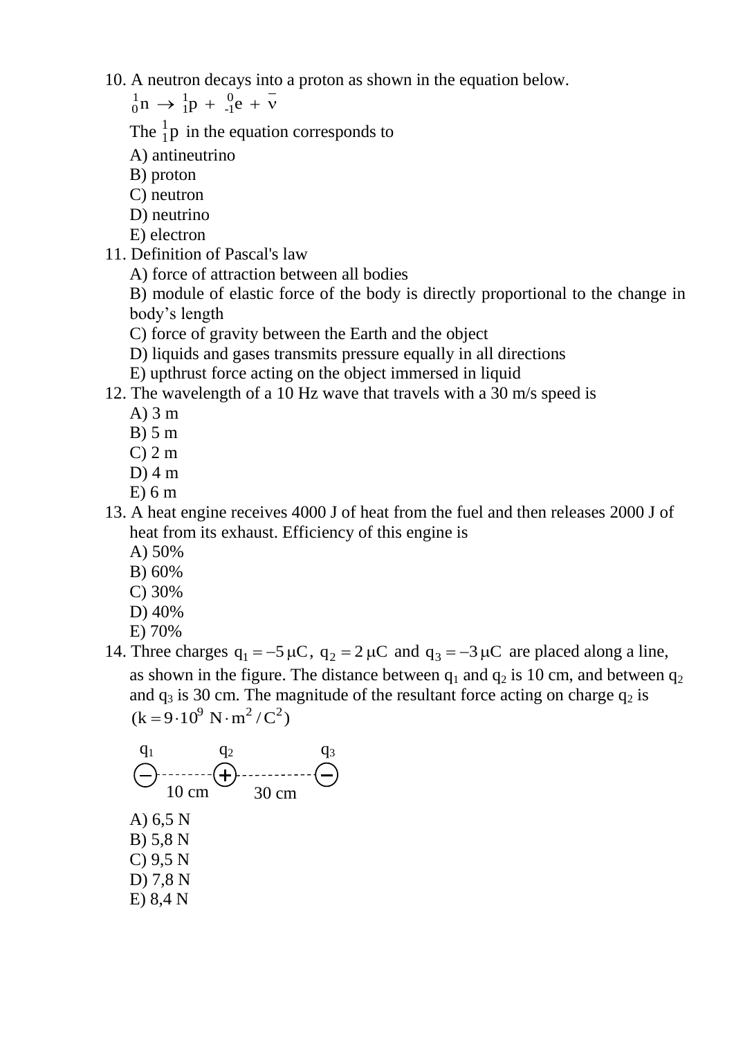10. A neutron decays into a proton as shown in the equation below.

$${}_{0}^{1}n \rightarrow {}_{1}^{1}p + {}_{-1}^{0}e + \bar{\nu}$$

The ${}_{1}^{1}p$ in the equation corresponds to

A) antineutrino
B) proton
C) neutron
D) neutrino
E) electron

11. Definition of Pascal's law

A) force of attraction between all bodies
B) module of elastic force of the body is directly proportional to the change in body's length
C) force of gravity between the Earth and the object
D) liquids and gases transmits pressure equally in all directions
E) upthrust force acting on the object immersed in liquid

12. The wavelength of a 10 Hz wave that travels with a 30 m/s speed is

A) 3 m
B) 5 m
C) 2 m
D) 4 m
E) 6 m

13. A heat engine receives 4000 J of heat from the fuel and then releases 2000 J of heat from its exhaust. Efficiency of this engine is

A) 50%
B) 60%
C) 30%
D) 40%
E) 70%

14. Three charges $q_1 = -5\,\mu C$, $q_2 = 2\,\mu C$ and $q_3 = -3\,\mu C$ are placed along a line, as shown in the figure. The distance between $q_1$ and $q_2$ is 10 cm, and between $q_2$ and $q_3$ is 30 cm. The magnitude of the resultant force acting on charge $q_2$ is $(k = 9 \cdot 10^9\ N \cdot m^2 / C^2)$

$q_1$ (−) ---- 10 cm ---- $q_2$ (+) ---- 30 cm ---- $q_3$ (−)

A) 6,5 N
B) 5,8 N
C) 9,5 N
D) 7,8 N
E) 8,4 N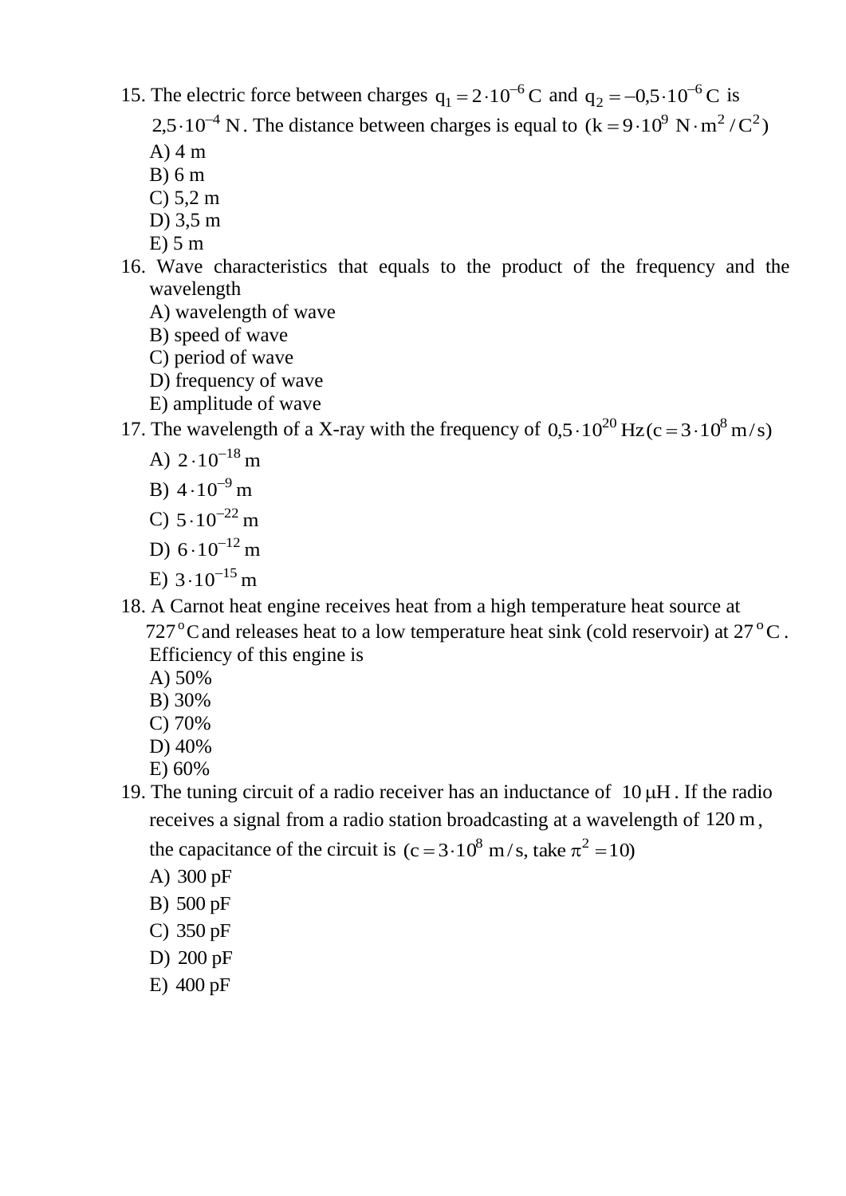15. The electric force between charges $q_1 = 2 \cdot 10^{-6}\,C$ and $q_2 = -0{,}5 \cdot 10^{-6}\,C$ is $2{,}5 \cdot 10^{-4}\,N$. The distance between charges is equal to $(k = 9 \cdot 10^9\ N \cdot m^2 / C^2)$

   A) 4 m
   B) 6 m
   C) 5,2 m
   D) 3,5 m
   E) 5 m

16. Wave characteristics that equals to the product of the frequency and the wavelength

   A) wavelength of wave
   B) speed of wave
   C) period of wave
   D) frequency of wave
   E) amplitude of wave

17. The wavelength of a X-ray with the frequency of $0{,}5 \cdot 10^{20}\,Hz (c = 3 \cdot 10^8\,m/s)$

   A) $2 \cdot 10^{-18}\,m$
   B) $4 \cdot 10^{-9}\,m$
   C) $5 \cdot 10^{-22}\,m$
   D) $6 \cdot 10^{-12}\,m$
   E) $3 \cdot 10^{-15}\,m$

18. A Carnot heat engine receives heat from a high temperature heat source at $727\,^oC$ and releases heat to a low temperature heat sink (cold reservoir) at $27\,^oC$. Efficiency of this engine is

   A) 50%
   B) 30%
   C) 70%
   D) 40%
   E) 60%

19. The tuning circuit of a radio receiver has an inductance of $10\,\mu H$. If the radio receives a signal from a radio station broadcasting at a wavelength of $120\,m$, the capacitance of the circuit is $(c = 3 \cdot 10^8\ m/s$, take $\pi^2 = 10)$

   A) 300 pF
   B) 500 pF
   C) 350 pF
   D) 200 pF
   E) 400 pF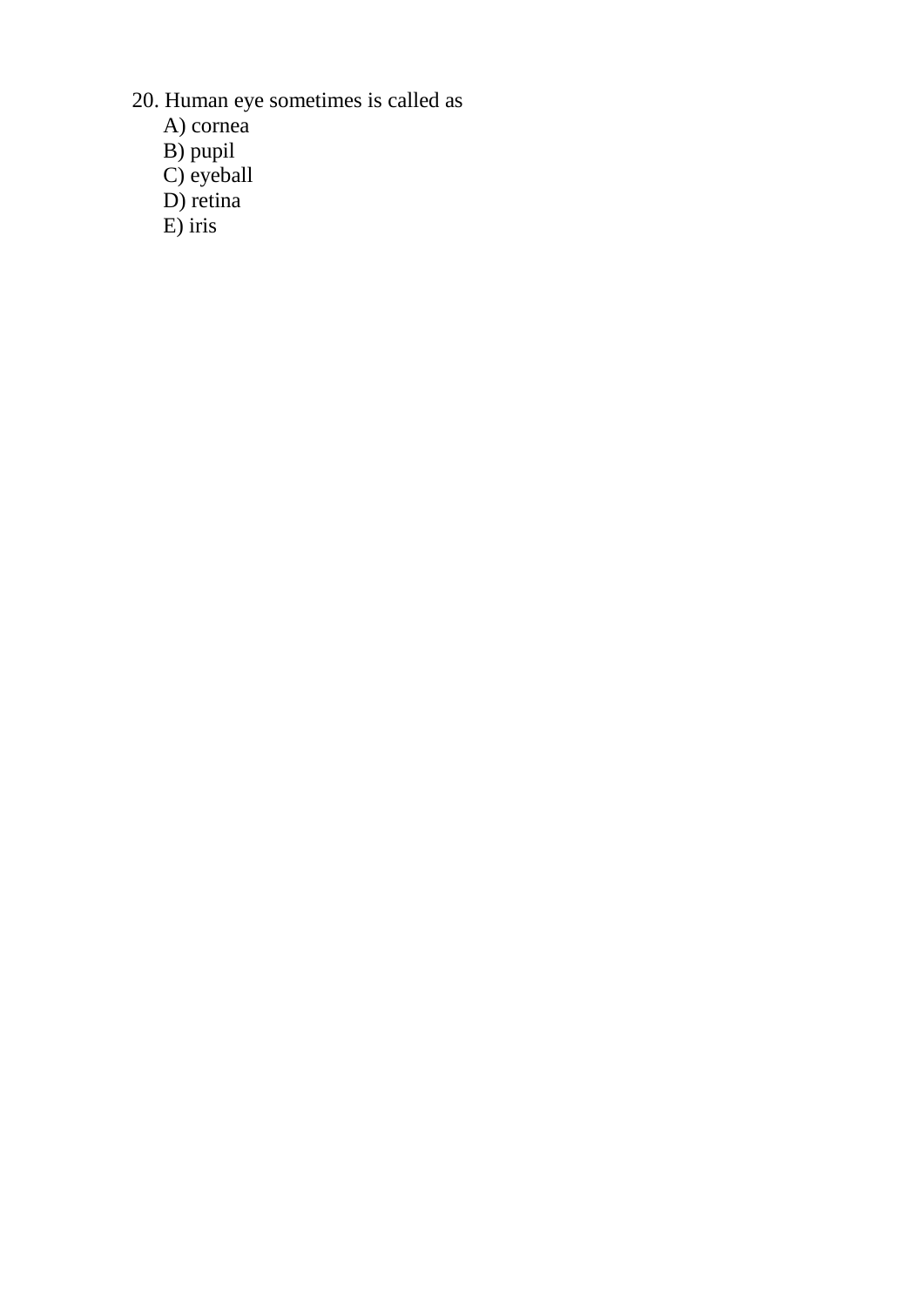20. Human eye sometimes is called as

A) cornea
B) pupil
C) eyeball
D) retina
E) iris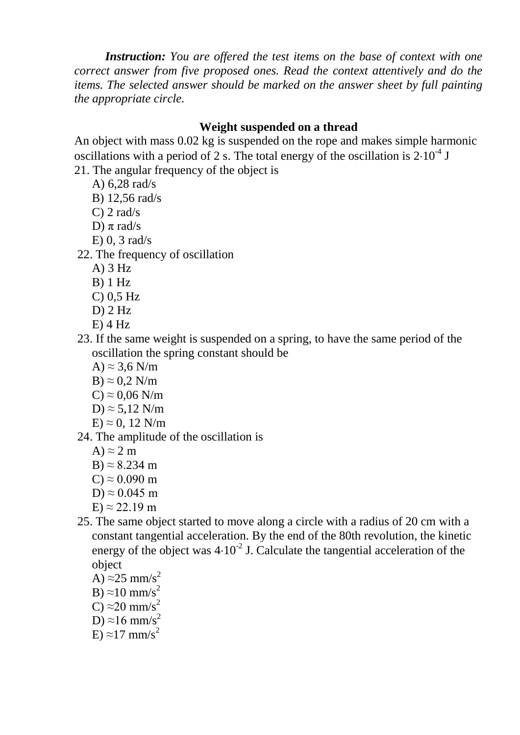***Instruction:*** *You are offered the test items on the base of context with one correct answer from five proposed ones. Read the context attentively and do the items. The selected answer should be marked on the answer sheet by full painting the appropriate circle.*

**Weight suspended on a thread**

An object with mass 0.02 kg is suspended on the rope and makes simple harmonic oscillations with a period of 2 s. The total energy of the oscillation is $2{\cdot}10^{-4}$ J

21. The angular frequency of the object is
    - A) 6,28 rad/s
    - B) 12,56 rad/s
    - C) 2 rad/s
    - D) $\pi$ rad/s
    - E) 0, 3 rad/s

22. The frequency of oscillation
    - A) 3 Hz
    - B) 1 Hz
    - C) 0,5 Hz
    - D) 2 Hz
    - E) 4 Hz

23. If the same weight is suspended on a spring, to have the same period of the oscillation the spring constant should be
    - A) ≈ 3,6 N/m
    - B) ≈ 0,2 N/m
    - C) ≈ 0,06 N/m
    - D) ≈ 5,12 N/m
    - E) ≈ 0, 12 N/m

24. The amplitude of the oscillation is
    - A) ≈ 2 m
    - B) ≈ 8.234 m
    - C) ≈ 0.090 m
    - D) ≈ 0.045 m
    - E) ≈ 22.19 m

25. The same object started to move along a circle with a radius of 20 cm with a constant tangential acceleration. By the end of the 80th revolution, the kinetic energy of the object was $4{\cdot}10^{-2}$ J. Calculate the tangential acceleration of the object
    - A) ≈25 mm/s$^2$
    - B) ≈10 mm/s$^2$
    - C) ≈20 mm/s$^2$
    - D) ≈16 mm/s$^2$
    - E) ≈17 mm/s$^2$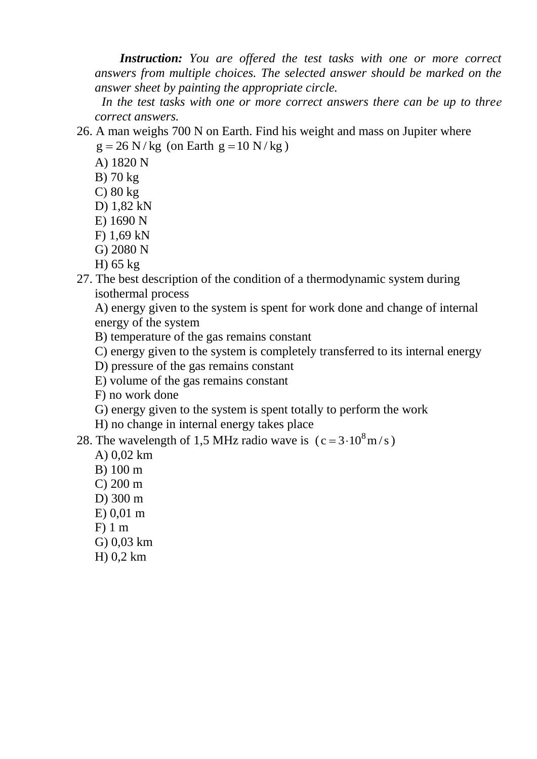***Instruction:*** *You are offered the test tasks with one or more correct answers from multiple choices. The selected answer should be marked on the answer sheet by painting the appropriate circle.*

*In the test tasks with one or more correct answers there can be up to three correct answers.*

26. A man weighs 700 N on Earth. Find his weight and mass on Jupiter where $g = 26\ N/kg$ (on Earth $g = 10\ N/kg$)

    A) 1820 N
    B) 70 kg
    C) 80 kg
    D) 1,82 kN
    E) 1690 N
    F) 1,69 kN
    G) 2080 N
    H) 65 kg

27. The best description of the condition of a thermodynamic system during isothermal process

    A) energy given to the system is spent for work done and change of internal energy of the system
    B) temperature of the gas remains constant
    C) energy given to the system is completely transferred to its internal energy
    D) pressure of the gas remains constant
    E) volume of the gas remains constant
    F) no work done
    G) energy given to the system is spent totally to perform the work
    H) no change in internal energy takes place

28. The wavelength of 1,5 MHz radio wave is ($c = 3 \cdot 10^8 m/s$)

    A) 0,02 km
    B) 100 m
    C) 200 m
    D) 300 m
    E) 0,01 m
    F) 1 m
    G) 0,03 km
    H) 0,2 km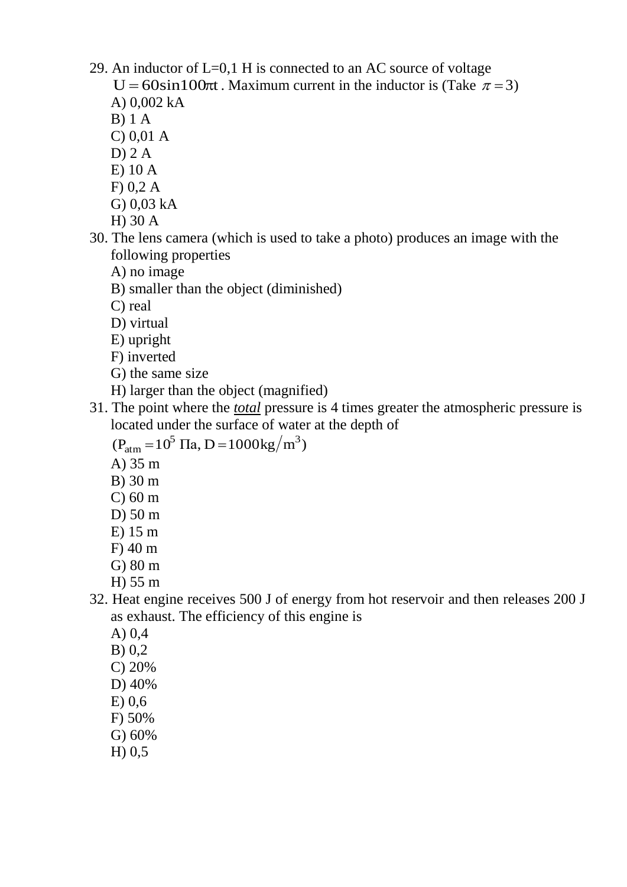29. An inductor of L=0,1 H is connected to an AC source of voltage $U = 60\sin100\pi t$. Maximum current in the inductor is (Take $\pi = 3$)
    A) 0,002 kA
    B) 1 A
    C) 0,01 A
    D) 2 A
    E) 10 A
    F) 0,2 A
    G) 0,03 kA
    H) 30 A
30. The lens camera (which is used to take a photo) produces an image with the following properties
    A) no image
    B) smaller than the object (diminished)
    C) real
    D) virtual
    E) upright
    F) inverted
    G) the same size
    H) larger than the object (magnified)
31. The point where the ***total*** pressure is 4 times greater the atmospheric pressure is located under the surface of water at the depth of
    $(P_{atm} = 10^5\ \Pi a,\ D = 1000 kg/m^3)$
    A) 35 m
    B) 30 m
    C) 60 m
    D) 50 m
    E) 15 m
    F) 40 m
    G) 80 m
    H) 55 m
32. Heat engine receives 500 J of energy from hot reservoir and then releases 200 J as exhaust. The efficiency of this engine is
    A) 0,4
    B) 0,2
    C) 20%
    D) 40%
    E) 0,6
    F) 50%
    G) 60%
    H) 0,5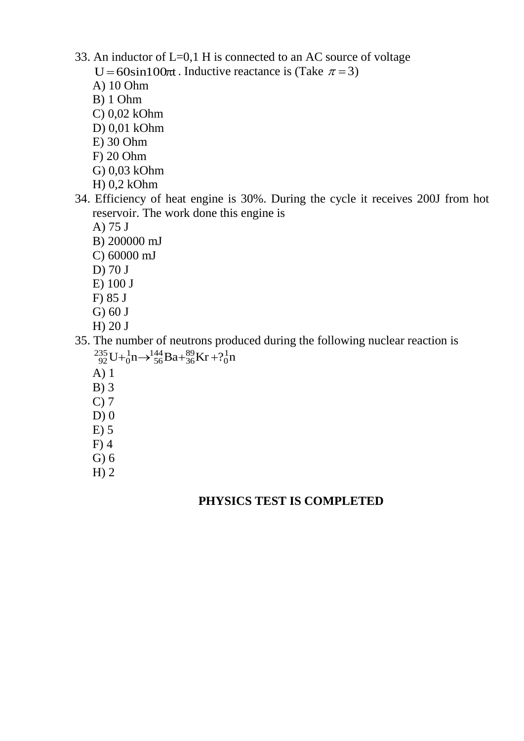33. An inductor of L=0,1 H is connected to an AC source of voltage $U = 60\sin 100\pi t$. Inductive reactance is (Take $\pi = 3$)
   A) 10 Ohm
   B) 1 Ohm
   C) 0,02 kOhm
   D) 0,01 kOhm
   E) 30 Ohm
   F) 20 Ohm
   G) 0,03 kOhm
   H) 0,2 kOhm
34. Efficiency of heat engine is 30%. During the cycle it receives 200J from hot reservoir. The work done this engine is
   A) 75 J
   B) 200000 mJ
   C) 60000 mJ
   D) 70 J
   E) 100 J
   F) 85 J
   G) 60 J
   H) 20 J
35. The number of neutrons produced during the following nuclear reaction is
   $^{235}_{92}U + ^{1}_{0}n \rightarrow ^{144}_{56}Ba + ^{89}_{36}Kr + ?^{1}_{0}n$
   A) 1
   B) 3
   C) 7
   D) 0
   E) 5
   F) 4
   G) 6
   H) 2

**PHYSICS TEST IS COMPLETED**